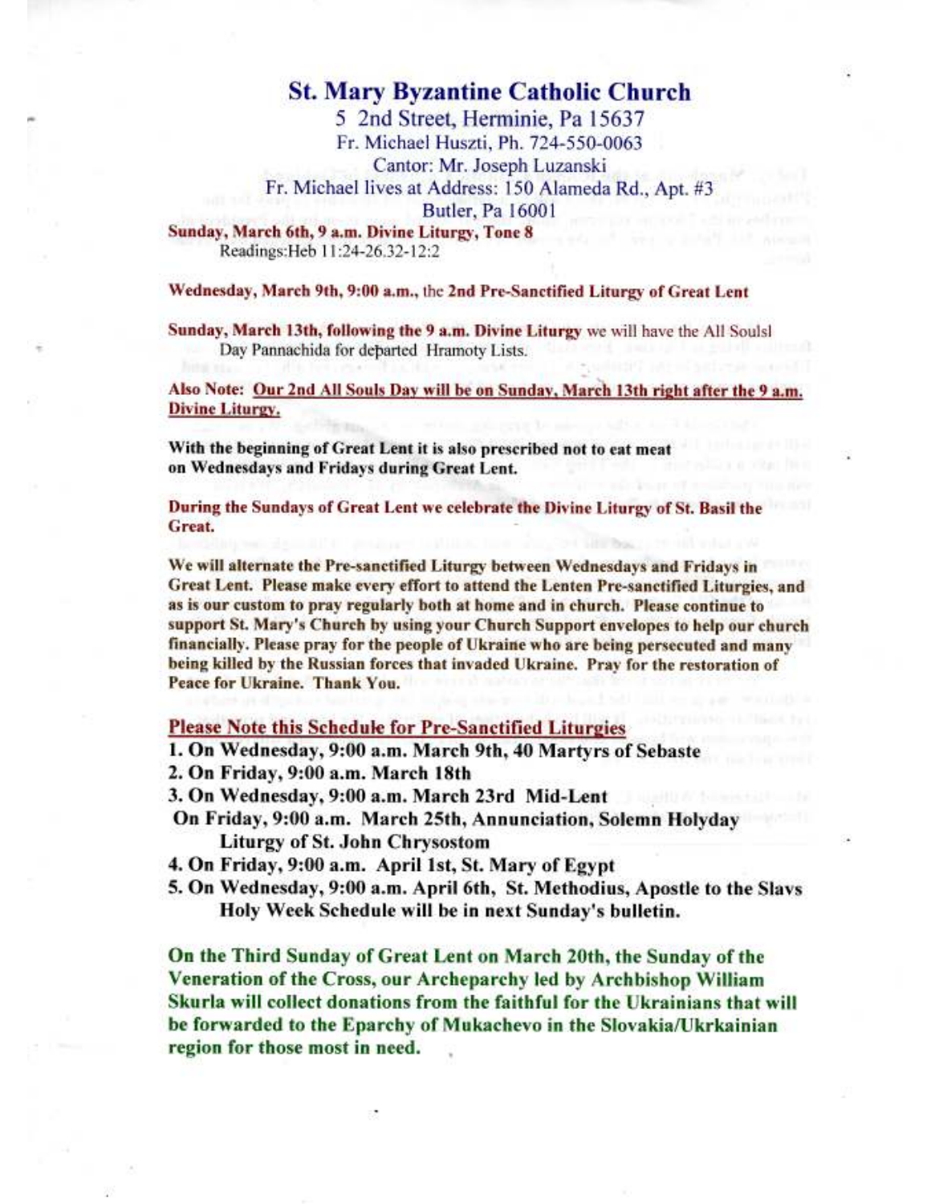# St. Mary Byzantine Catholic Church

5 2nd Street, Herminie, Pa 15637
Fr. Michael Huszti, Ph. 724-550-0063
Cantor: Mr. Joseph Luzanski
Fr. Michael lives at Address: 150 Alameda Rd., Apt. #3
Butler, Pa 16001

**Sunday, March 6th, 9 a.m. Divine Liturgy, Tone 8**
Readings:Heb 11:24-26.32-12:2

**Wednesday, March 9th, 9:00 a.m., the 2nd Pre-Sanctified Liturgy of Great Lent**

**Sunday, March 13th, following the 9 a.m. Divine Liturgy** we will have the All Soulsl Day Pannachida for departed Hramoty Lists.

**Also Note: <u>Our 2nd All Souls Day will be on Sunday, March 13th right after the 9 a.m. Divine Liturgy.</u>**

**With the beginning of Great Lent it is also prescribed not to eat meat on Wednesdays and Fridays during Great Lent.**

**During the Sundays of Great Lent we celebrate the Divine Liturgy of St. Basil the Great.**

**We will alternate the Pre-sanctified Liturgy between Wednesdays and Fridays in Great Lent. Please make every effort to attend the Lenten Pre-sanctified Liturgies, and as is our custom to pray regularly both at home and in church. Please continue to support St. Mary's Church by using your Church Support envelopes to help our church financially. Please pray for the people of Ukraine who are being persecuted and many being killed by the Russian forces that invaded Ukraine. Pray for the restoration of Peace for Ukraine. Thank You.**

## <u>Please Note this Schedule for Pre-Sanctified Liturgies</u>

**1. On Wednesday, 9:00 a.m. March 9th, 40 Martyrs of Sebaste**
**2. On Friday, 9:00 a.m. March 18th**
**3. On Wednesday, 9:00 a.m. March 23rd Mid-Lent**
**On Friday, 9:00 a.m. March 25th, Annunciation, Solemn Holyday Liturgy of St. John Chrysostom**
**4. On Friday, 9:00 a.m. April 1st, St. Mary of Egypt**
**5. On Wednesday, 9:00 a.m. April 6th, St. Methodius, Apostle to the Slavs**
**Holy Week Schedule will be in next Sunday's bulletin.**

**On the Third Sunday of Great Lent on March 20th, the Sunday of the Veneration of the Cross, our Archeparchy led by Archbishop William Skurla will collect donations from the faithful for the Ukrainians that will be forwarded to the Eparchy of Mukachevo in the Slovakia/Ukrkainian region for those most in need.**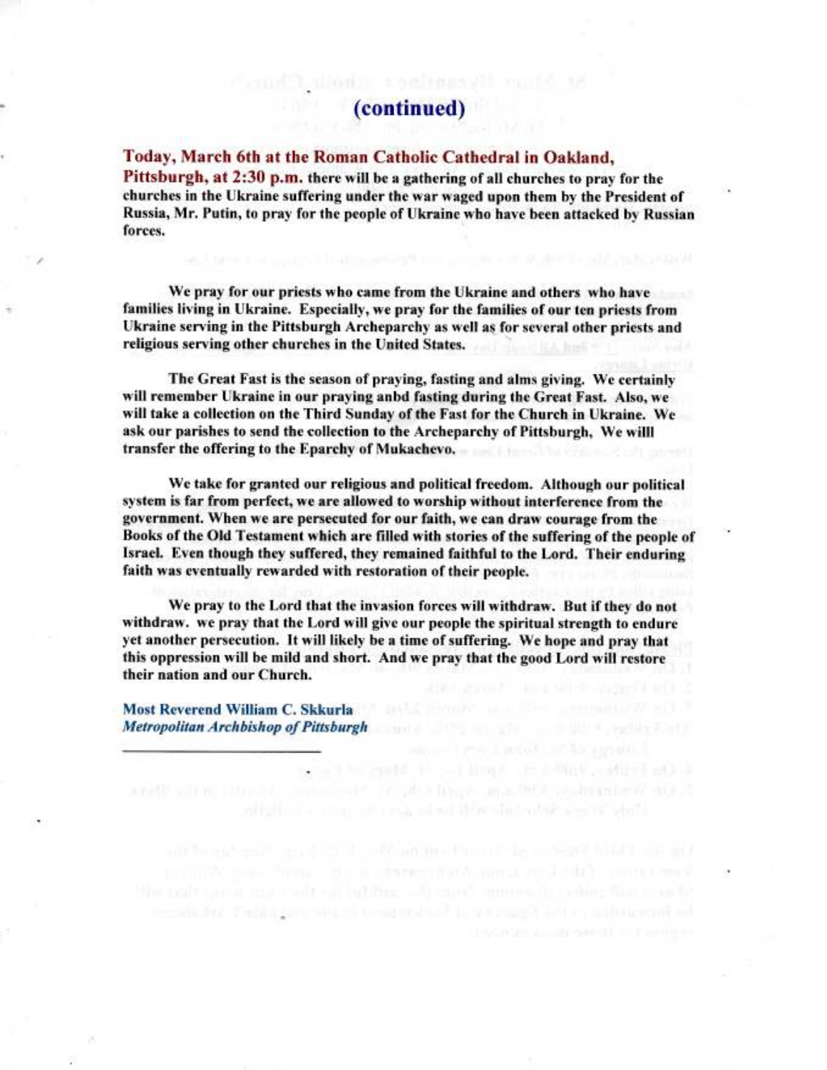# (continued)

**Today, March 6th at the Roman Catholic Cathedral in Oakland, Pittsburgh, at 2:30 p.m. there will be a gathering of all churches to pray for the churches in the Ukraine suffering under the war waged upon them by the President of Russia, Mr. Putin, to pray for the people of Ukraine who have been attacked by Russian forces.**

**We pray for our priests who came from the Ukraine and others who have families living in Ukraine. Especially, we pray for the families of our ten priests from Ukraine serving in the Pittsburgh Archeparchy as well as for several other priests and religious serving other churches in the United States.**

**The Great Fast is the season of praying, fasting and alms giving. We certainly will remember Ukraine in our praying anbd fasting during the Great Fast. Also, we will take a collection on the Third Sunday of the Fast for the Church in Ukraine. We ask our parishes to send the collection to the Archeparchy of Pittsburgh, We willl transfer the offering to the Eparchy of Mukachevo.**

**We take for granted our religious and political freedom. Although our political system is far from perfect, we are allowed to worship without interference from the government. When we are persecuted for our faith, we can draw courage from the Books of the Old Testament which are filled with stories of the suffering of the people of Israel. Even though they suffered, they remained faithful to the Lord. Their enduring faith was eventually rewarded with restoration of their people.**

**We pray to the Lord that the invasion forces will withdraw. But if they do not withdraw. we pray that the Lord will give our people the spiritual strength to endure yet another persecution. It will likely be a time of suffering. We hope and pray that this oppression will be mild and short. And we pray that the good Lord will restore their nation and our Church.**

**Most Reverend William C. Skkurla**
***Metropolitan Archbishop of Pittsburgh***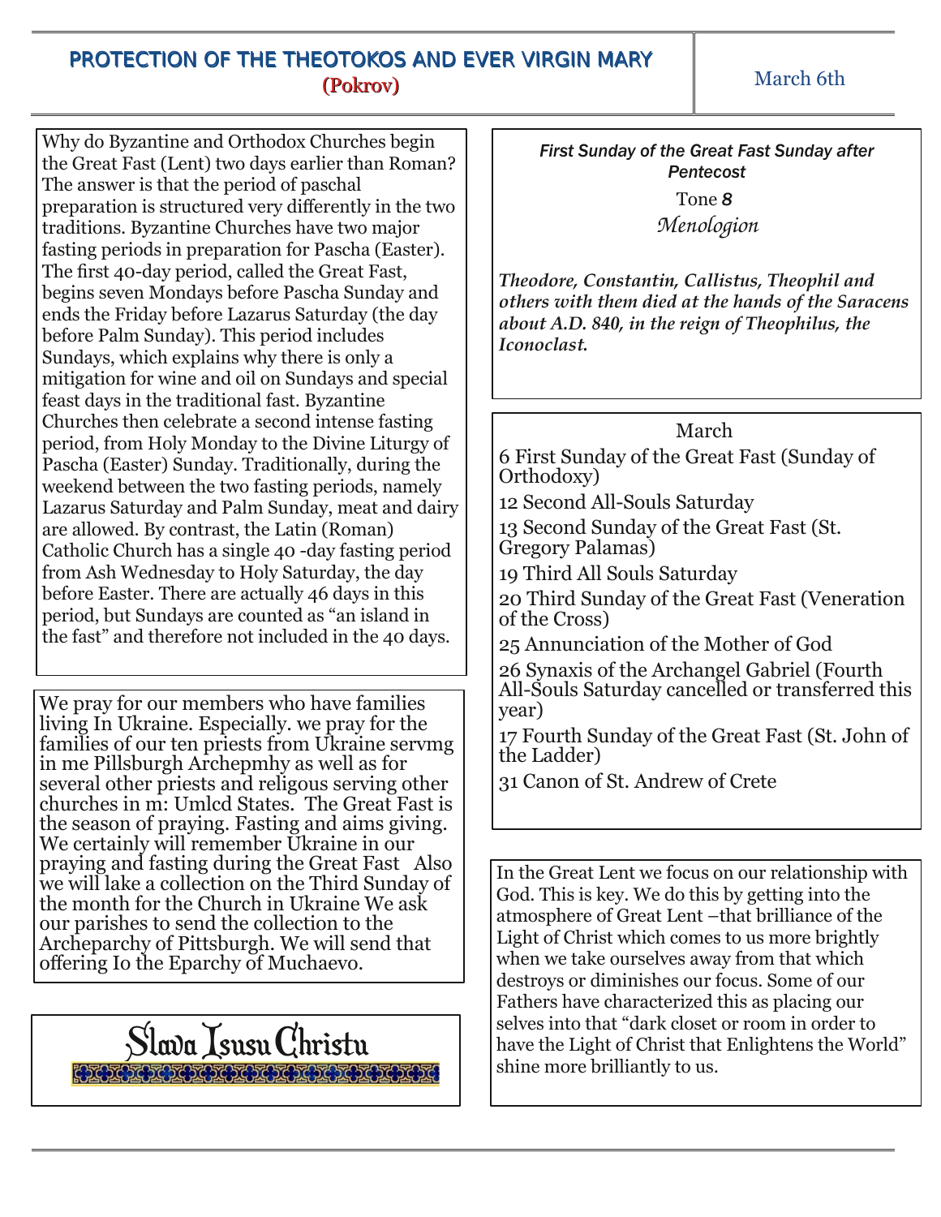# PROTECTION OF THE THEOTOKOS AND EVER VIRGIN MARY

**(Pokrov)**

March 6th

Why do Byzantine and Orthodox Churches begin the Great Fast (Lent) two days earlier than Roman? The answer is that the period of paschal preparation is structured very differently in the two traditions. Byzantine Churches have two major fasting periods in preparation for Pascha (Easter). The first 40-day period, called the Great Fast, begins seven Mondays before Pascha Sunday and ends the Friday before Lazarus Saturday (the day before Palm Sunday). This period includes Sundays, which explains why there is only a mitigation for wine and oil on Sundays and special feast days in the traditional fast. Byzantine Churches then celebrate a second intense fasting period, from Holy Monday to the Divine Liturgy of Pascha (Easter) Sunday. Traditionally, during the weekend between the two fasting periods, namely Lazarus Saturday and Palm Sunday, meat and dairy are allowed. By contrast, the Latin (Roman) Catholic Church has a single 40 -day fasting period from Ash Wednesday to Holy Saturday, the day before Easter. There are actually 46 days in this period, but Sundays are counted as "an island in the fast" and therefore not included in the 40 days.

We pray for our members who have families living In Ukraine. Especially. we pray for the families of our ten priests from Ukraine servmg in me Pillsburgh Archepmhy as well as for several other priests and religous serving other churches in m: Umlcd States. The Great Fast is the season of praying. Fasting and aims giving. We certainly will remember Ukraine in our praying and fasting during the Great Fast Also we will lake a collection on the Third Sunday of the month for the Church in Ukraine We ask our parishes to send the collection to the Archeparchy of Pittsburgh. We will send that offering Io the Eparchy of Muchaevo.

Slava Isusu Christu

*First Sunday of the Great Fast Sunday after Pentecost*

Tone *8*

*Menologion*

***Theodore, Constantin, Callistus, Theophil and others with them died at the hands of the Saracens about A.D. 840, in the reign of Theophilus, the Iconoclast.***

March

6 First Sunday of the Great Fast (Sunday of Orthodoxy)

12 Second All-Souls Saturday

13 Second Sunday of the Great Fast (St. Gregory Palamas)

19 Third All Souls Saturday

20 Third Sunday of the Great Fast (Veneration of the Cross)

25 Annunciation of the Mother of God

26 Synaxis of the Archangel Gabriel (Fourth All-Souls Saturday cancelled or transferred this year)

17 Fourth Sunday of the Great Fast (St. John of the Ladder)

31 Canon of St. Andrew of Crete

In the Great Lent we focus on our relationship with God. This is key. We do this by getting into the atmosphere of Great Lent –that brilliance of the Light of Christ which comes to us more brightly when we take ourselves away from that which destroys or diminishes our focus. Some of our Fathers have characterized this as placing our selves into that "dark closet or room in order to have the Light of Christ that Enlightens the World" shine more brilliantly to us.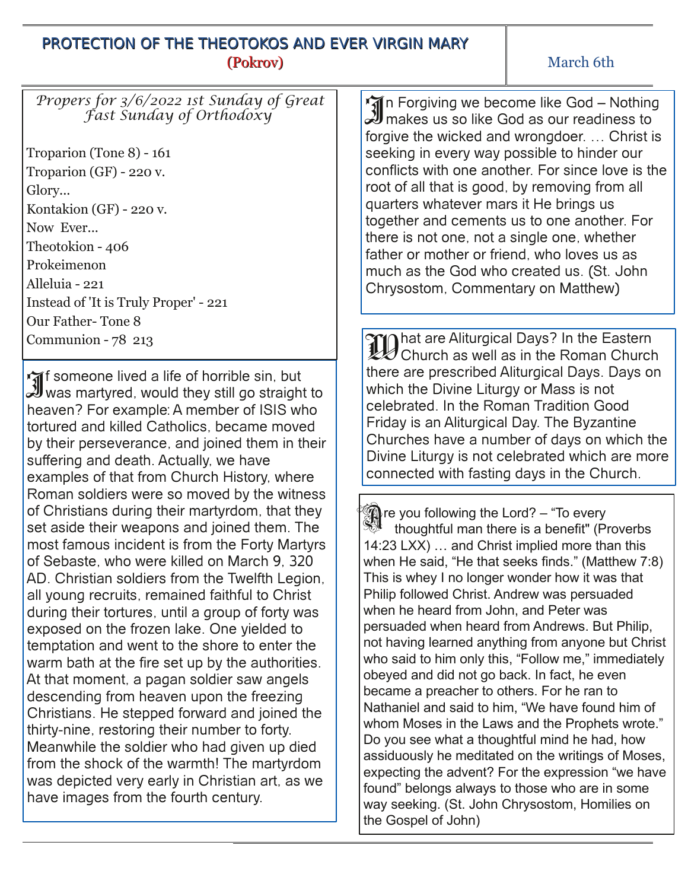# PROTECTION OF THE THEOTOKOS AND EVER VIRGIN MARY

**(Pokrov)**

March 6th

*Propers for 3/6/2022 1st Sunday of Great Fast Sunday of Orthodoxy*

Troparion (Tone 8) - 161
Troparion (GF) - 220 v.
Glory...
Kontakion (GF) - 220 v.
Now Ever...
Theotokion - 406
Prokeimenon
Alleluia - 221
Instead of 'It is Truly Proper' - 221
Our Father- Tone 8
Communion - 78 213

If someone lived a life of horrible sin, but was martyred, would they still go straight to heaven? For example: A member of ISIS who tortured and killed Catholics, became moved by their perseverance, and joined them in their suffering and death. Actually, we have examples of that from Church History, where Roman soldiers were so moved by the witness of Christians during their martyrdom, that they set aside their weapons and joined them. The most famous incident is from the Forty Martyrs of Sebaste, who were killed on March 9, 320 AD. Christian soldiers from the Twelfth Legion, all young recruits, remained faithful to Christ during their tortures, until a group of forty was exposed on the frozen lake. One yielded to temptation and went to the shore to enter the warm bath at the fire set up by the authorities. At that moment, a pagan soldier saw angels descending from heaven upon the freezing Christians. He stepped forward and joined the thirty-nine, restoring their number to forty. Meanwhile the soldier who had given up died from the shock of the warmth! The martyrdom was depicted very early in Christian art, as we have images from the fourth century.

In Forgiving we become like God – Nothing makes us so like God as our readiness to forgive the wicked and wrongdoer. … Christ is seeking in every way possible to hinder our conflicts with one another. For since love is the root of all that is good, by removing from all quarters whatever mars it He brings us together and cements us to one another. For there is not one, not a single one, whether father or mother or friend, who loves us as much as the God who created us. (St. John Chrysostom, Commentary on Matthew)

What are Aliturgical Days? In the Eastern Church as well as in the Roman Church there are prescribed Aliturgical Days. Days on which the Divine Liturgy or Mass is not celebrated. In the Roman Tradition Good Friday is an Aliturgical Day. The Byzantine Churches have a number of days on which the Divine Liturgy is not celebrated which are more connected with fasting days in the Church.

Are you following the Lord? – "To every thoughtful man there is a benefit" (Proverbs 14:23 LXX) … and Christ implied more than this when He said, "He that seeks finds." (Matthew 7:8) This is whey I no longer wonder how it was that Philip followed Christ. Andrew was persuaded when he heard from John, and Peter was persuaded when heard from Andrews. But Philip, not having learned anything from anyone but Christ who said to him only this, "Follow me," immediately obeyed and did not go back. In fact, he even became a preacher to others. For he ran to Nathaniel and said to him, "We have found him of whom Moses in the Laws and the Prophets wrote." Do you see what a thoughtful mind he had, how assiduously he meditated on the writings of Moses, expecting the advent? For the expression "we have found" belongs always to those who are in some way seeking. (St. John Chrysostom, Homilies on the Gospel of John)